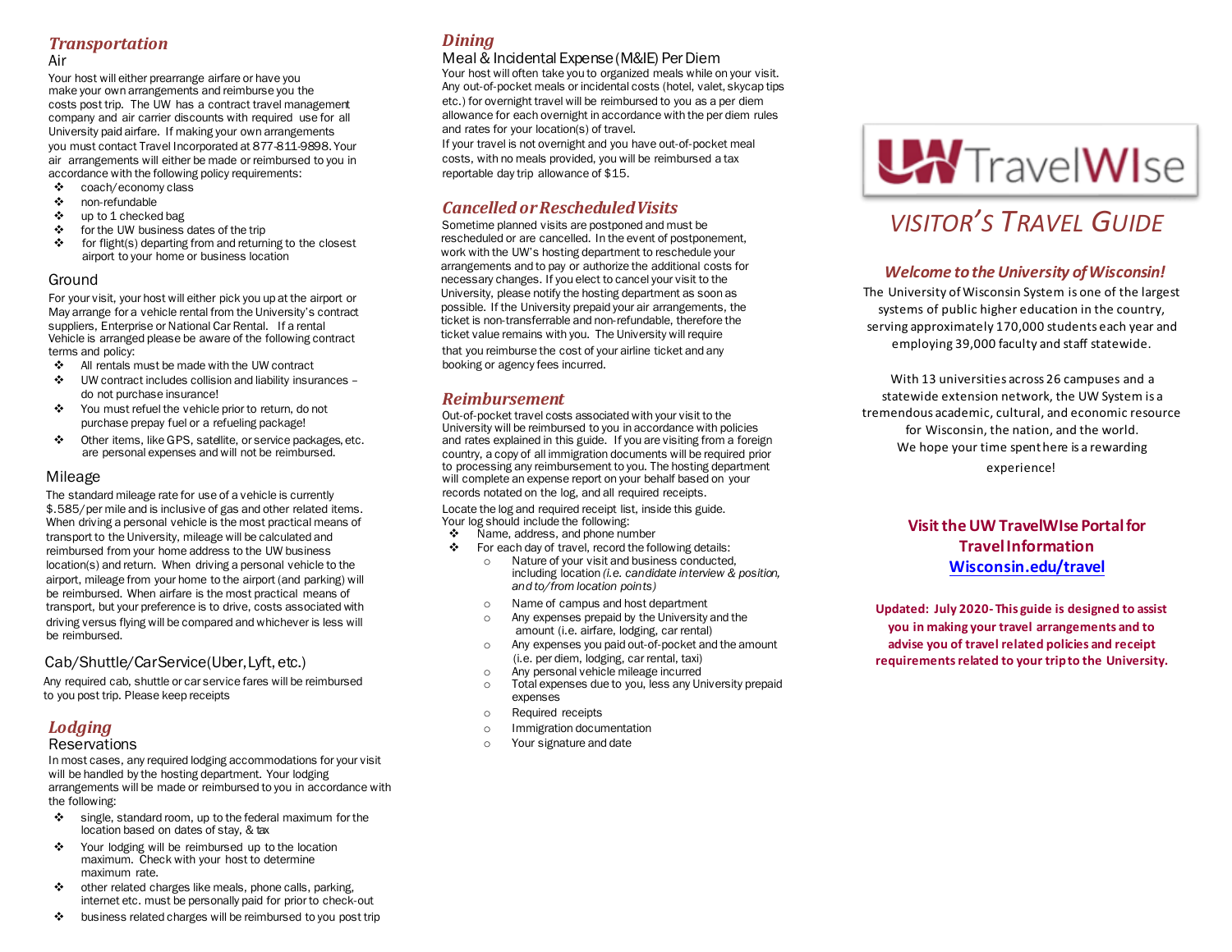## Transportation

### Air

Your host will either prearrange airfare or have you make your own arrangements and reimburse you the costs post trip. The UW has a contract travel management company and air carrier discounts with required use for all University paid airfare. If making your own arrangements you must contact Travel Incorporated at 877-811-9898. Your air arrangements will either be made or reimbursed to you in accordance with the following policy requirements:

- coach/economy class
- non-refundable
- up to 1 checked bag
- for the UW business dates of the trip
- for flight(s) departing from and returning to the closest airport to your home or business location

### Ground

For your visit, your host will either pick you up at the airport or May arrange for a vehicle rental from the University's contract suppliers, Enterprise or National Car Rental. If a rental Vehicle is arranged please be aware of the following contract terms and policy:

- All rentals must be made with the UW contract
- UW contract includes collision and liability insurances – do not purchase insurance!
- You must refuel the vehicle prior to return, do not purchase prepay fuel or a refueling package!
- Other items, like GPS, satellite, or service packages, etc. are personal expenses and will not be reimbursed.

### Mileage

The standard mileage rate for use of a vehicle is currently $.585/per mile and is inclusive of gas and other related items. When driving a personal vehicle is the most practical means of transport to the University, mileage will be calculated and reimbursed from your home address to the UW business location(s) and return. When driving a personal vehicle to the airport, mileage from your home to the airport (and parking) will be reimbursed. When airfare is the most practical means of transport, but your preference is to drive, costs associated with driving versus flying will be compared and whichever is less will be reimbursed.

### Cab/Shuttle/Car Service (Uber, Lyft, etc.)

Any required cab, shuttle or car service fares will be reimbursed to you post trip. Please keep receipts

## Lodging

### Reservations

In most cases, any required lodging accommodations for your visit will be handled by the hosting department. Your lodging arrangements will be made or reimbursed to you in accordance with the following:

- single, standard room, up to the federal maximum for the location based on dates of stay, & tax
- Your lodging will be reimbursed up to the location maximum. Check with your host to determine maximum rate.
- other related charges like meals, phone calls, parking, internet etc. must be personally paid for prior to check-out
- business related charges will be reimbursed to you post trip

## Dining

### Meal & Incidental Expense (M&IE) Per Diem

Your host will often take you to organized meals while on your visit. Any out-of-pocket meals or incidental costs (hotel, valet, skycap tips etc.) for overnight travel will be reimbursed to you as a per diem allowance for each overnight in accordance with the per diem rules and rates for your location(s) of travel.

If your travel is not overnight and you have out-of-pocket meal costs, with no meals provided, you will be reimbursed a tax reportable day trip allowance of $15.

## Cancelled or Rescheduled Visits

Sometime planned visits are postponed and must be rescheduled or are cancelled. In the event of postponement, work with the UW's hosting department to reschedule your arrangements and to pay or authorize the additional costs for necessary changes. If you elect to cancel your visit to the University, please notify the hosting department as soon as possible. If the University prepaid your air arrangements, the ticket is non-transferrable and non-refundable, therefore the ticket value remains with you. The University will require that you reimburse the cost of your airline ticket and any booking or agency fees incurred.

## Reimbursement

Out-of-pocket travel costs associated with your visit to the University will be reimbursed to you in accordance with policies and rates explained in this guide. If you are visiting from a foreign country, a copy of all immigration documents will be required prior to processing any reimbursement to you. The hosting department will complete an expense report on your behalf based on your records notated on the log, and all required receipts.

Locate the log and required receipt list, inside this guide. Your log should include the following:

- Name, address, and phone number
- For each day of travel, record the following details:
  - Nature of your visit and business conducted, including location *(i.e. candidate interview & position, and to/from location points)*
  - Name of campus and host department
  - Any expenses prepaid by the University and the amount (i.e. airfare, lodging, car rental)
  - Any expenses you paid out-of-pocket and the amount (i.e. per diem, lodging, car rental, taxi)
  - Any personal vehicle mileage incurred
  - Total expenses due to you, less any University prepaid expenses
  - Required receipts
  - Immigration documentation
  - Your signature and date

# UW TravelWIse

# VISITOR'S TRAVEL GUIDE

### *Welcome to the University of Wisconsin!*

The University of Wisconsin System is one of the largest systems of public higher education in the country, serving approximately 170,000 students each year and employing 39,000 faculty and staff statewide.

With 13 universities across 26 campuses and a statewide extension network, the UW System is a tremendous academic, cultural, and economic resource for Wisconsin, the nation, and the world. We hope your time spent here is a rewarding experience!

**Visit the UW TravelWIse Portal for Travel Information**
**Wisconsin.edu/travel**

**Updated: July 2020- This guide is designed to assist you in making your travel arrangements and to advise you of travel related policies and receipt requirements related to your trip to the University.**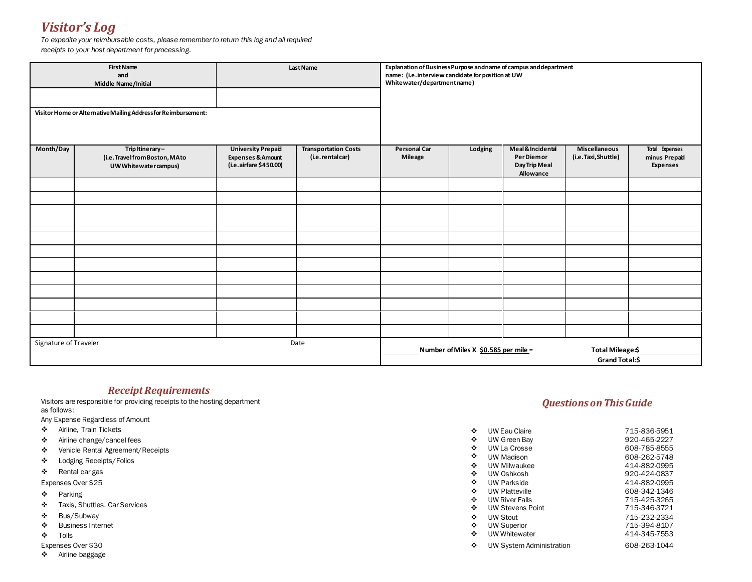# Visitor's Log

*To expedite your reimbursable costs, please remember to return this log and all required receipts to your host department for processing.*

| First Name and Middle Name/Initial | Last Name | Explanation of Business Purpose and name of campus and department name: (i.e. interview candidate for position at UW Whitewater/department name) |
|---|---|---|
| | | |

**Visitor Home or Alternative Mailing Address for Reimbursement:**

| Month/Day | Trip Itinerary – (i.e. Travel from Boston, MA to UW Whitewater campus) | University Prepaid Expenses & Amount (i.e. airfare $450.00) | Transportation Costs (i.e. rental car) | Personal Car Mileage | Lodging | Meal & Incidental Per Diem or Day Trip Meal Allowance | Miscellaneous (i.e. Taxi, Shuttle) | Total Expenses minus Prepaid Expenses |
|---|---|---|---|---|---|---|---|---|
| | | | | | | | | |
| | | | | | | | | |
| | | | | | | | | |
| | | | | | | | | |
| | | | | | | | | |
| | | | | | | | | |
| | | | | | | | | |
| | | | | | | | | |
| | | | | | | | | |
| | | | | | | | | |
| | | | | | | | | |
| | | | | | | | | |

Signature of Traveler ______________________ Date ____________

Number of Miles X $0.585 per mile = ______ Total Mileage:$ ______

Grand Total:$ ______

## Receipt Requirements

Visitors are responsible for providing receipts to the hosting department as follows:

Any Expense Regardless of Amount

- Airline, Train Tickets
- Airline change/cancel fees
- Vehicle Rental Agreement/Receipts
- Lodging Receipts/Folios
- Rental car gas

Expenses Over $25

- Parking
- Taxis, Shuttles, Car Services
- Bus/Subway
- Business Internet
- Tolls

Expenses Over $30

- Airline baggage

## Questions on This Guide

- UW Eau Claire 715-836-5951
- UW Green Bay 920-465-2227
- UW La Crosse 608-785-8555
- UW Madison 608-262-5748
- UW Milwaukee 414-882-0995
- UW Oshkosh 920-424-0837
- UW Parkside 414-882-0995
- UW Platteville 608-342-1346
- UW River Falls 715-425-3265
- UW Stevens Point 715-346-3721
- UW Stout 715-232-2334
- UW Superior 715-394-8107
- UW Whitewater 414-345-7553
- UW System Administration 608-263-1044